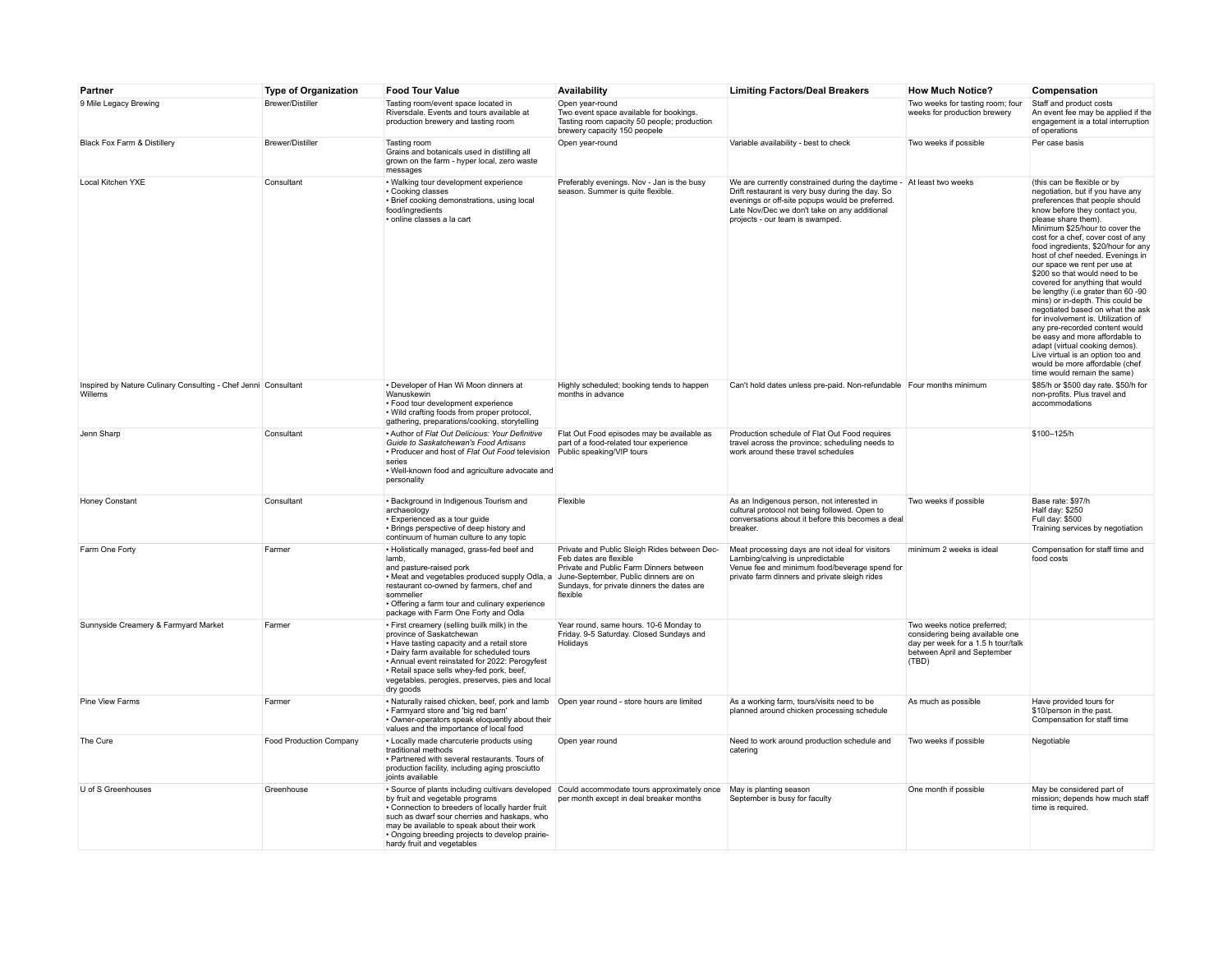| Partner | Type of Organization | Food Tour Value | Availability | Limiting Factors/Deal Breakers | How Much Notice? | Compensation |
|---|---|---|---|---|---|---|
| 9 Mile Legacy Brewing | Brewer/Distiller | Tasting room/event space located in Riversdale. Events and tours available at production brewery and tasting room | Open year-round<br>Two event space available for bookings. Tasting room capacity 50 people; production brewery capacity 150 peopele | | Two weeks for tasting room; four weeks for production brewery | Staff and product costs<br>An event fee may be applied if the engagement is a total interruption of operations |
| Black Fox Farm & Distillery | Brewer/Distiller | Tasting room<br>Grains and botanicals used in distilling all grown on the farm - hyper local, zero waste messages | Open year-round | Variable availability - best to check | Two weeks if possible | Per case basis |
| Local Kitchen YXE | Consultant | • Walking tour development experience<br>• Cooking classes<br>• Brief cooking demonstrations, using local food/ingredients<br>• online classes a la cart | Preferably evenings. Nov - Jan is the busy season. Summer is quite flexible. | We are currently constrained during the daytime - Drift restaurant is very busy during the day. So evenings or off-site popups would be preferred. Late Nov/Dec we don't take on any additional projects - our team is swamped. | At least two weeks | (this can be flexible or by negotiation, but if you have any preferences that people should know before they contact you, please share them).<br>Minimum $25/hour to cover the cost for a chef, cover cost of any food ingredients, $20/hour for any host of chef needed. Evenings in our space we rent per use at $200 so that would need to be covered for anything that would be lengthy (i.e grater than 60 -90 mins) or in-depth. This could be negotiated based on what the ask for involvement is. Utilization of any pre-recorded content would be easy and more affordable to adapt (virtual cooking demos). Live virtual is an option too and would be more affordable (chef time would remain the same) |
| Inspired by Nature Culinary Consulting - Chef Jenni Willems | Consultant | • Developer of Han Wi Moon dinners at Wanuskewin<br>• Food tour development experience<br>• Wild crafting foods from proper protocol, gathering, preparations/cooking, storytelling | Highly scheduled; booking tends to happen months in advance | Can't hold dates unless pre-paid. Non-refundable | Four months minimum | $85/h or $500 day rate. $50/h for non-profits. Plus travel and accommodations |
| Jenn Sharp | Consultant | • Author of *Flat Out Delicious: Your Definitive Guide to Saskatchewan's Food Artisans*<br>• Producer and host of *Flat Out Food* television series<br>• Well-known food and agriculture advocate and personality | Flat Out Food episodes may be available as part of a food-related tour experience<br>Public speaking/VIP tours | Production schedule of Flat Out Food requires travel across the province; scheduling needs to work around these travel schedules | | $100–125/h |
| Honey Constant | Consultant | • Background in Indigenous Tourism and archaeology<br>• Experienced as a tour guide<br>• Brings perspective of deep history and continuum of human culture to any topic | Flexible | As an Indigenous person, not interested in cultural protocol not being followed. Open to conversations about it before this becomes a deal breaker. | Two weeks if possible | Base rate: $97/h<br>Half day: $250<br>Full day: $500<br>Training services by negotiation |
| Farm One Forty | Farmer | • Holistically managed, grass-fed beef and lamb,<br>and pasture-raised pork<br>• Meat and vegetables produced supply Odla, a restaurant co-owned by farmers, chef and sommelier<br>• Offering a farm tour and culinary experience package with Farm One Forty and Odla | Private and Public Sleigh Rides between Dec-Feb dates are flexible<br>Private and Public Farm Dinners between June-September, Public dinners are on Sundays, for private dinners the dates are flexible | Meat processing days are not ideal for visitors<br>Lambing/calving is unpredictable<br>Venue fee and minimum food/beverage spend for private farm dinners and private sleigh rides | minimum 2 weeks is ideal | Compensation for staff time and food costs |
| Sunnyside Creamery & Farmyard Market | Farmer | • First creamery (selling builk milk) in the province of Saskatchewan<br>• Have tasting capacity and a retail store<br>• Dairy farm available for scheduled tours<br>• Annual event reinstated for 2022: Perogyfest<br>• Retail space sells whey-fed pork, beef, vegetables, perogies, preserves, pies and local dry goods | Year round, same hours. 10-6 Monday to Friday. 9-5 Saturday. Closed Sundays and Holidays | | Two weeks notice preferred; considering being available one day per week for a 1.5 h tour/talk between April and September (TBD) | |
| Pine View Farms | Farmer | • Naturally raised chicken, beef, pork and lamb<br>• Farmyard store and 'big red barn'<br>• Owner-operators speak eloquently about their values and the importance of local food | Open year round - store hours are limited | As a working farm, tours/visits need to be planned around chicken processing schedule | As much as possible | Have provided tours for $10/person in the past. Compensation for staff time |
| The Cure | Food Production Company | • Locally made charcuterie products using traditional methods<br>• Partnered with several restaurants. Tours of production facility, including aging prosciutto joints available | Open year round | Need to work around production schedule and catering | Two weeks if possible | Negotiable |
| U of S Greenhouses | Greenhouse | • Source of plants including cultivars developed by fruit and vegetable programs<br>• Connection to breeders of locally harder fruit such as dwarf sour cherries and haskaps, who may be available to speak about their work<br>• Ongoing breeding projects to develop prairie-hardy fruit and vegetables | Could accommodate tours approximately once per month except in deal breaker months | May is planting season<br>September is busy for faculty | One month if possible | May be considered part of mission; depends how much staff time is required. |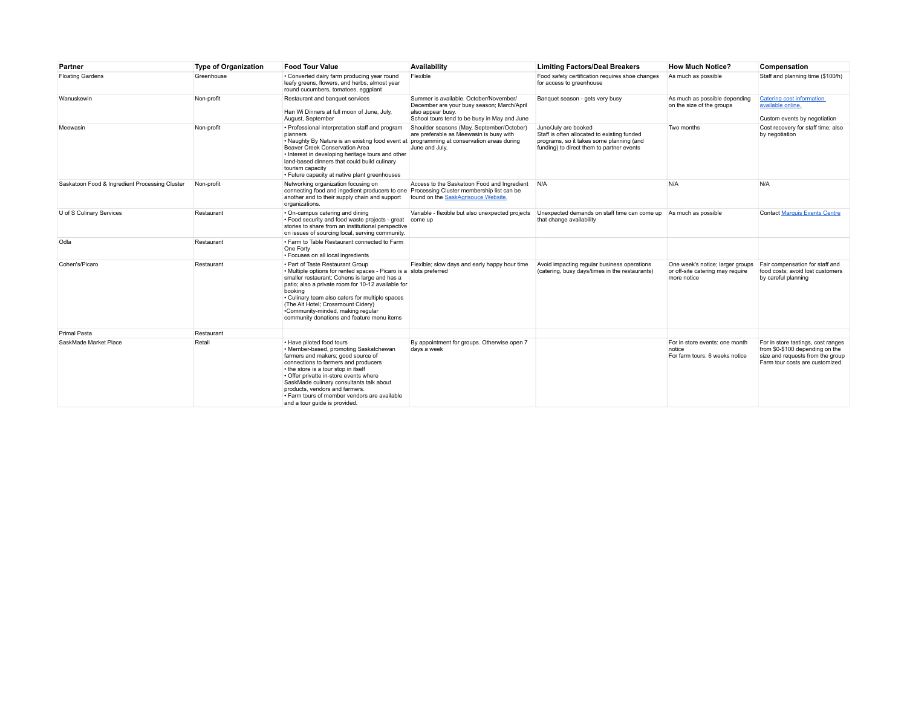| Partner | Type of Organization | Food Tour Value | Availability | Limiting Factors/Deal Breakers | How Much Notice? | Compensation |
|---|---|---|---|---|---|---|
| Floating Gardens | Greenhouse | • Converted dairy farm producing year round leafy greens, flowers, and herbs, almost year round cucumbers, tomatoes, eggplant | Flexible | Food safety certification requires shoe changes for access to greenhouse | As much as possible | Staff and planning time ($100/h) |
| Wanuskewin | Non-profit | Restaurant and banquet services<br><br>Han Wi Dinners at full moon of June, July, August, September | Summer is available. October/November/ December are your busy season; March/April also appear busy.<br>School tours tend to be busy in May and June | Banquet season - gets very busy | As much as possible depending on the size of the groups | Catering cost information available online.<br><br>Custom events by negotiation |
| Meewasin | Non-profit | • Professional interpretation staff and program planners<br>• Naughty By Nature is an existing food event at Beaver Creek Conservation Area<br>• Interest in developing heritage tours and other land-based dinners that could build culinary tourism capacity<br>• Future capacity at native plant greenhouses | Shoulder seasons (May, September/October) are preferable as Meewasin is busy with programming at conservation areas during June and July. | June/July are booked<br>Staff is often allocated to existing funded programs, so it takes some planning (and funding) to direct them to partner events | Two months | Cost recovery for staff time; also by negotiation |
| Saskatoon Food & Ingredient Processing Cluster | Non-profit | Networking organization focusing on connecting food and ingedient producers to one another and to their supply chain and support organizations. | Access to the Saskatoon Food and Ingredient Processing Cluster membership list can be found on the SaskAgrisouce Website. | N/A | N/A | N/A |
| U of S Culinary Services | Restaurant | • On-campus catering and dining<br>• Food security and food waste projects - great stories to share from an institutional perspective on issues of sourcing local, serving community. | Variable - flexible but also unexpected projects come up | Unexpected demands on staff time can come up that change availability | As much as possible | Contact Marquis Events Centre |
| Odla | Restaurant | • Farm to Table Restaurant connected to Farm One Forty<br>• Focuses on all local ingredients | | | | |
| Cohen's/Picaro | Restaurant | • Part of Taste Restaurant Group<br>• Multiple options for rented spaces - Picaro is a smaller restaurant; Cohens is large and has a patio; also a private room for 10-12 available for booking<br>• Culinary team also caters for multiple spaces (The Alt Hotel; Crossmount Cidery)<br>•Community-minded, making regular community donations and feature menu items | Flexible; slow days and early happy hour time slots preferred | Avoid impacting regular business operations (catering, busy days/times in the restaurants) | One week's notice; larger groups or off-site catering may require more notice | Fair compensation for staff and food costs; avoid lost customers by careful planning |
| Primal Pasta | Restaurant | | | | | |
| SaskMade Market Place | Retail | • Have piloted food tours<br>• Member-based, promoting Saskatchewan farmers and makers; good source of connections to farmers and producers<br>• the store is a tour stop in itself<br>• Offer privatte in-store events where SaskMade culinary consultants talk about products, vendors and farmers.<br>• Farm tours of member vendors are available and a tour guide is provided. | By appointment for groups. Otherwise open 7 days a week | | For in store events: one month notice<br>For farm tours: 6 weeks notice | For in store tastings, cost ranges from $0-$100 depending on the size and requests from the group<br>Farm tour costs are customized. |